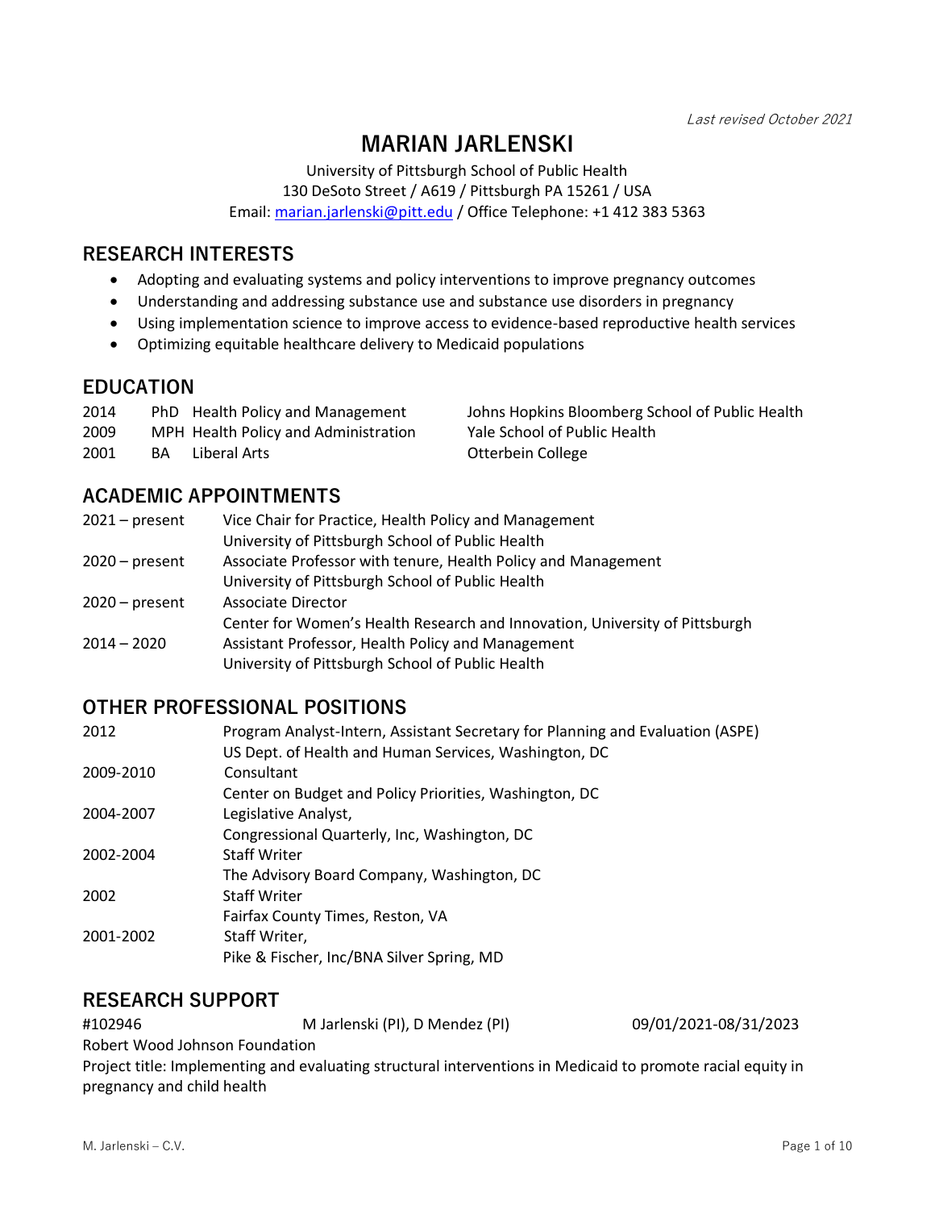*Last revised October 2021*

# MARIAN JARLENSKI

University of Pittsburgh School of Public Health
130 DeSoto Street / A619 / Pittsburgh PA 15261 / USA
Email: [marian.jarlenski@pitt.edu](mailto:marian.jarlenski@pitt.edu) / Office Telephone: +1 412 383 5363

## RESEARCH INTERESTS

- Adopting and evaluating systems and policy interventions to improve pregnancy outcomes
- Understanding and addressing substance use and substance use disorders in pregnancy
- Using implementation science to improve access to evidence-based reproductive health services
- Optimizing equitable healthcare delivery to Medicaid populations

## EDUCATION

| | | | |
|---|---|---|---|
| 2014 | PhD | Health Policy and Management | Johns Hopkins Bloomberg School of Public Health |
| 2009 | MPH | Health Policy and Administration | Yale School of Public Health |
| 2001 | BA | Liberal Arts | Otterbein College |

## ACADEMIC APPOINTMENTS

| | |
|---|---|
| 2021 – present | Vice Chair for Practice, Health Policy and Management<br>University of Pittsburgh School of Public Health |
| 2020 – present | Associate Professor with tenure, Health Policy and Management<br>University of Pittsburgh School of Public Health |
| 2020 – present | Associate Director<br>Center for Women's Health Research and Innovation, University of Pittsburgh |
| 2014 – 2020 | Assistant Professor, Health Policy and Management<br>University of Pittsburgh School of Public Health |

## OTHER PROFESSIONAL POSITIONS

| | |
|---|---|
| 2012 | Program Analyst-Intern, Assistant Secretary for Planning and Evaluation (ASPE)<br>US Dept. of Health and Human Services, Washington, DC |
| 2009-2010 | Consultant<br>Center on Budget and Policy Priorities, Washington, DC |
| 2004-2007 | Legislative Analyst,<br>Congressional Quarterly, Inc, Washington, DC |
| 2002-2004 | Staff Writer<br>The Advisory Board Company, Washington, DC |
| 2002 | Staff Writer<br>Fairfax County Times, Reston, VA |
| 2001-2002 | Staff Writer,<br>Pike & Fischer, Inc/BNA Silver Spring, MD |

## RESEARCH SUPPORT

#102946 M Jarlenski (PI), D Mendez (PI) 09/01/2021-08/31/2023
Robert Wood Johnson Foundation
Project title: Implementing and evaluating structural interventions in Medicaid to promote racial equity in pregnancy and child health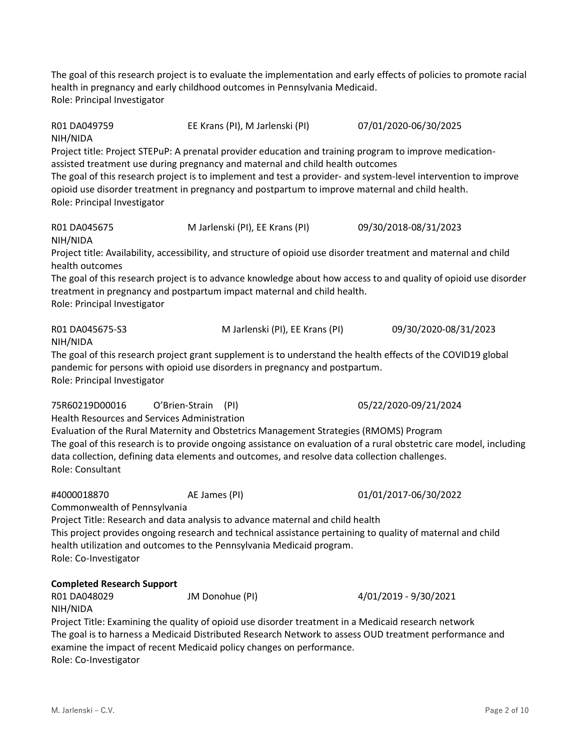The goal of this research project is to evaluate the implementation and early effects of policies to promote racial health in pregnancy and early childhood outcomes in Pennsylvania Medicaid.
Role: Principal Investigator

R01 DA049759 EE Krans (PI), M Jarlenski (PI) 07/01/2020-06/30/2025
NIH/NIDA
Project title: Project STEPuP: A prenatal provider education and training program to improve medication-assisted treatment use during pregnancy and maternal and child health outcomes
The goal of this research project is to implement and test a provider- and system-level intervention to improve opioid use disorder treatment in pregnancy and postpartum to improve maternal and child health.
Role: Principal Investigator

R01 DA045675 M Jarlenski (PI), EE Krans (PI) 09/30/2018-08/31/2023
NIH/NIDA
Project title: Availability, accessibility, and structure of opioid use disorder treatment and maternal and child health outcomes
The goal of this research project is to advance knowledge about how access to and quality of opioid use disorder treatment in pregnancy and postpartum impact maternal and child health.
Role: Principal Investigator

R01 DA045675-S3 M Jarlenski (PI), EE Krans (PI) 09/30/2020-08/31/2023
NIH/NIDA
The goal of this research project grant supplement is to understand the health effects of the COVID19 global pandemic for persons with opioid use disorders in pregnancy and postpartum.
Role: Principal Investigator

75R60219D00016 O'Brien-Strain (PI) 05/22/2020-09/21/2024
Health Resources and Services Administration
Evaluation of the Rural Maternity and Obstetrics Management Strategies (RMOMS) Program
The goal of this research is to provide ongoing assistance on evaluation of a rural obstetric care model, including data collection, defining data elements and outcomes, and resolve data collection challenges.
Role: Consultant

#4000018870 AE James (PI) 01/01/2017-06/30/2022
Commonwealth of Pennsylvania
Project Title: Research and data analysis to advance maternal and child health
This project provides ongoing research and technical assistance pertaining to quality of maternal and child health utilization and outcomes to the Pennsylvania Medicaid program.
Role: Co-Investigator

**Completed Research Support**

R01 DA048029 JM Donohue (PI) 4/01/2019 - 9/30/2021
NIH/NIDA
Project Title: Examining the quality of opioid use disorder treatment in a Medicaid research network
The goal is to harness a Medicaid Distributed Research Network to assess OUD treatment performance and examine the impact of recent Medicaid policy changes on performance.
Role: Co-Investigator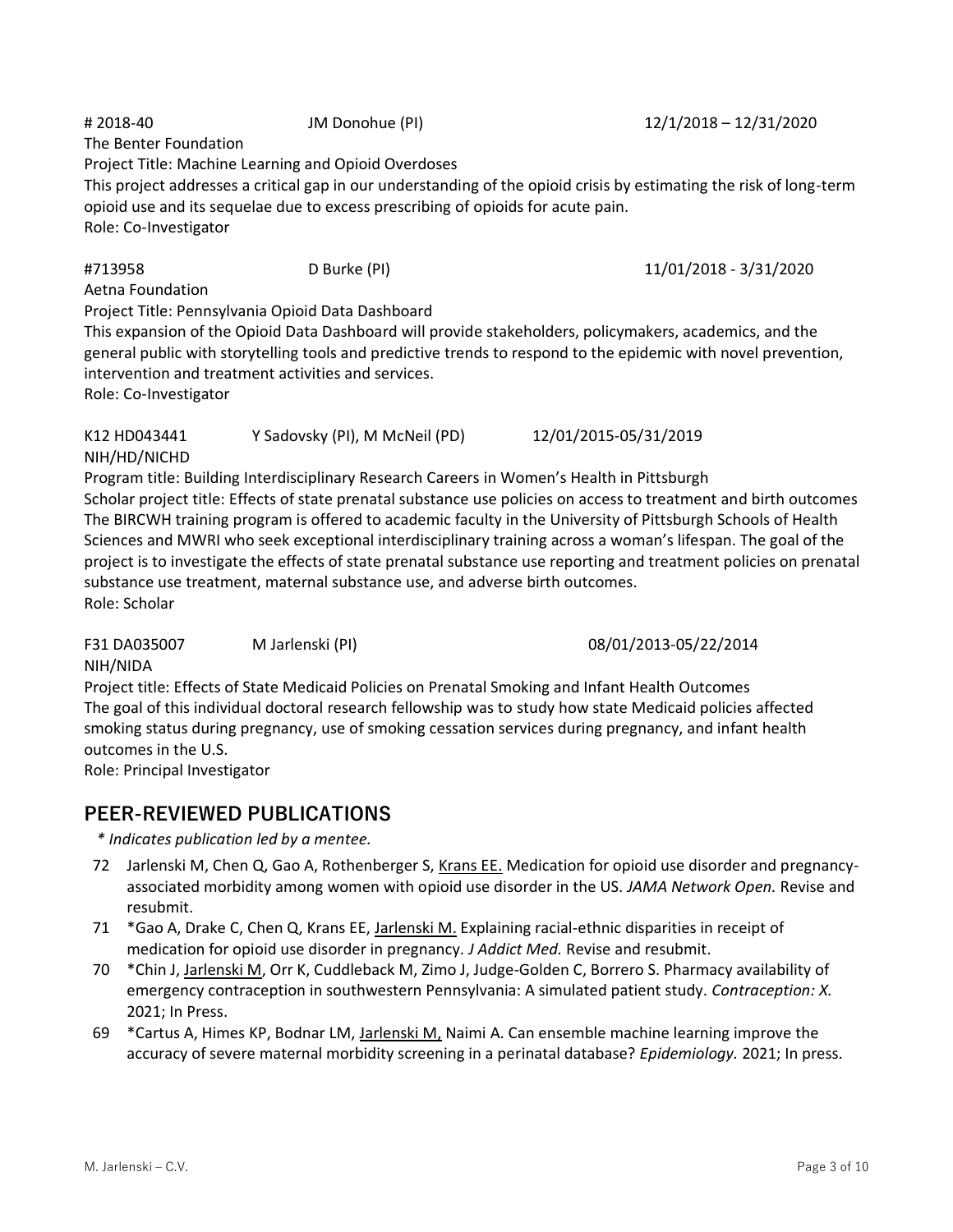# 2018-40 JM Donohue (PI) 12/1/2018 – 12/31/2020
The Benter Foundation
Project Title: Machine Learning and Opioid Overdoses
This project addresses a critical gap in our understanding of the opioid crisis by estimating the risk of long-term opioid use and its sequelae due to excess prescribing of opioids for acute pain.
Role: Co-Investigator

#713958 D Burke (PI) 11/01/2018 - 3/31/2020
Aetna Foundation
Project Title: Pennsylvania Opioid Data Dashboard
This expansion of the Opioid Data Dashboard will provide stakeholders, policymakers, academics, and the general public with storytelling tools and predictive trends to respond to the epidemic with novel prevention, intervention and treatment activities and services.
Role: Co-Investigator

K12 HD043441 Y Sadovsky (PI), M McNeil (PD) 12/01/2015-05/31/2019
NIH/HD/NICHD
Program title: Building Interdisciplinary Research Careers in Women's Health in Pittsburgh
Scholar project title: Effects of state prenatal substance use policies on access to treatment and birth outcomes
The BIRCWH training program is offered to academic faculty in the University of Pittsburgh Schools of Health Sciences and MWRI who seek exceptional interdisciplinary training across a woman's lifespan. The goal of the project is to investigate the effects of state prenatal substance use reporting and treatment policies on prenatal substance use treatment, maternal substance use, and adverse birth outcomes.
Role: Scholar

F31 DA035007 M Jarlenski (PI) 08/01/2013-05/22/2014
NIH/NIDA
Project title: Effects of State Medicaid Policies on Prenatal Smoking and Infant Health Outcomes
The goal of this individual doctoral research fellowship was to study how state Medicaid policies affected smoking status during pregnancy, use of smoking cessation services during pregnancy, and infant health outcomes in the U.S.
Role: Principal Investigator

## PEER-REVIEWED PUBLICATIONS

*\* Indicates publication led by a mentee.*

72 Jarlenski M, Chen Q, Gao A, Rothenberger S, Krans EE. Medication for opioid use disorder and pregnancy-associated morbidity among women with opioid use disorder in the US. *JAMA Network Open.* Revise and resubmit.

71 *Gao A, Drake C, Chen Q, Krans EE, Jarlenski M. Explaining racial-ethnic disparities in receipt of medication for opioid use disorder in pregnancy. *J Addict Med.* Revise and resubmit.

70 *Chin J, Jarlenski M, Orr K, Cuddleback M, Zimo J, Judge-Golden C, Borrero S. Pharmacy availability of emergency contraception in southwestern Pennsylvania: A simulated patient study. *Contraception: X.* 2021; In Press.

69 *Cartus A, Himes KP, Bodnar LM, Jarlenski M, Naimi A. Can ensemble machine learning improve the accuracy of severe maternal morbidity screening in a perinatal database? *Epidemiology.* 2021; In press.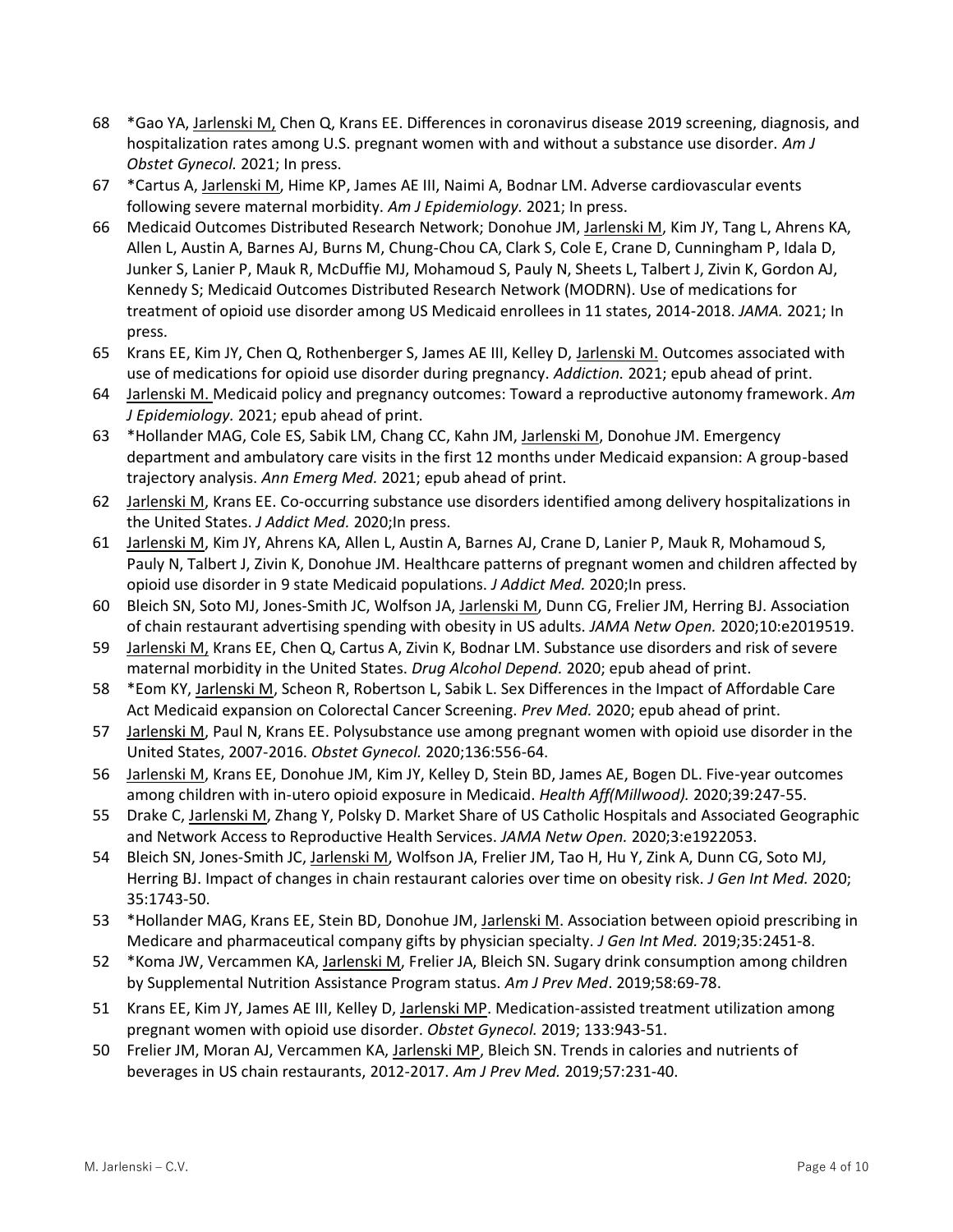68 *Gao YA, Jarlenski M, Chen Q, Krans EE. Differences in coronavirus disease 2019 screening, diagnosis, and hospitalization rates among U.S. pregnant women with and without a substance use disorder. *Am J Obstet Gynecol.* 2021; In press.

67 *Cartus A, Jarlenski M, Hime KP, James AE III, Naimi A, Bodnar LM. Adverse cardiovascular events following severe maternal morbidity. *Am J Epidemiology.* 2021; In press.

66 Medicaid Outcomes Distributed Research Network; Donohue JM, Jarlenski M, Kim JY, Tang L, Ahrens KA, Allen L, Austin A, Barnes AJ, Burns M, Chung-Chou CA, Clark S, Cole E, Crane D, Cunningham P, Idala D, Junker S, Lanier P, Mauk R, McDuffie MJ, Mohamoud S, Pauly N, Sheets L, Talbert J, Zivin K, Gordon AJ, Kennedy S; Medicaid Outcomes Distributed Research Network (MODRN). Use of medications for treatment of opioid use disorder among US Medicaid enrollees in 11 states, 2014-2018. *JAMA.* 2021; In press.

65 Krans EE, Kim JY, Chen Q, Rothenberger S, James AE III, Kelley D, Jarlenski M. Outcomes associated with use of medications for opioid use disorder during pregnancy. *Addiction.* 2021; epub ahead of print.

64 Jarlenski M. Medicaid policy and pregnancy outcomes: Toward a reproductive autonomy framework. *Am J Epidemiology.* 2021; epub ahead of print.

63 *Hollander MAG, Cole ES, Sabik LM, Chang CC, Kahn JM, Jarlenski M, Donohue JM. Emergency department and ambulatory care visits in the first 12 months under Medicaid expansion: A group-based trajectory analysis. *Ann Emerg Med.* 2021; epub ahead of print.

62 Jarlenski M, Krans EE. Co-occurring substance use disorders identified among delivery hospitalizations in the United States. *J Addict Med.* 2020;In press.

61 Jarlenski M, Kim JY, Ahrens KA, Allen L, Austin A, Barnes AJ, Crane D, Lanier P, Mauk R, Mohamoud S, Pauly N, Talbert J, Zivin K, Donohue JM. Healthcare patterns of pregnant women and children affected by opioid use disorder in 9 state Medicaid populations. *J Addict Med.* 2020;In press.

60 Bleich SN, Soto MJ, Jones-Smith JC, Wolfson JA, Jarlenski M, Dunn CG, Frelier JM, Herring BJ. Association of chain restaurant advertising spending with obesity in US adults. *JAMA Netw Open.* 2020;10:e2019519.

59 Jarlenski M, Krans EE, Chen Q, Cartus A, Zivin K, Bodnar LM. Substance use disorders and risk of severe maternal morbidity in the United States. *Drug Alcohol Depend.* 2020; epub ahead of print.

58 *Eom KY, Jarlenski M, Scheon R, Robertson L, Sabik L. Sex Differences in the Impact of Affordable Care Act Medicaid expansion on Colorectal Cancer Screening. *Prev Med.* 2020; epub ahead of print.

57 Jarlenski M, Paul N, Krans EE. Polysubstance use among pregnant women with opioid use disorder in the United States, 2007-2016. *Obstet Gynecol.* 2020;136:556-64.

56 Jarlenski M, Krans EE, Donohue JM, Kim JY, Kelley D, Stein BD, James AE, Bogen DL. Five-year outcomes among children with in-utero opioid exposure in Medicaid. *Health Aff(Millwood).* 2020;39:247-55.

55 Drake C, Jarlenski M, Zhang Y, Polsky D. Market Share of US Catholic Hospitals and Associated Geographic and Network Access to Reproductive Health Services. *JAMA Netw Open.* 2020;3:e1922053.

54 Bleich SN, Jones-Smith JC, Jarlenski M, Wolfson JA, Frelier JM, Tao H, Hu Y, Zink A, Dunn CG, Soto MJ, Herring BJ. Impact of changes in chain restaurant calories over time on obesity risk. *J Gen Int Med.* 2020; 35:1743-50.

53 *Hollander MAG, Krans EE, Stein BD, Donohue JM, Jarlenski M. Association between opioid prescribing in Medicare and pharmaceutical company gifts by physician specialty. *J Gen Int Med.* 2019;35:2451-8.

52 *Koma JW, Vercammen KA, Jarlenski M, Frelier JA, Bleich SN. Sugary drink consumption among children by Supplemental Nutrition Assistance Program status. *Am J Prev Med*. 2019;58:69-78.

51 Krans EE, Kim JY, James AE III, Kelley D, Jarlenski MP. Medication-assisted treatment utilization among pregnant women with opioid use disorder. *Obstet Gynecol.* 2019; 133:943-51.

50 Frelier JM, Moran AJ, Vercammen KA, Jarlenski MP, Bleich SN. Trends in calories and nutrients of beverages in US chain restaurants, 2012-2017. *Am J Prev Med.* 2019;57:231-40.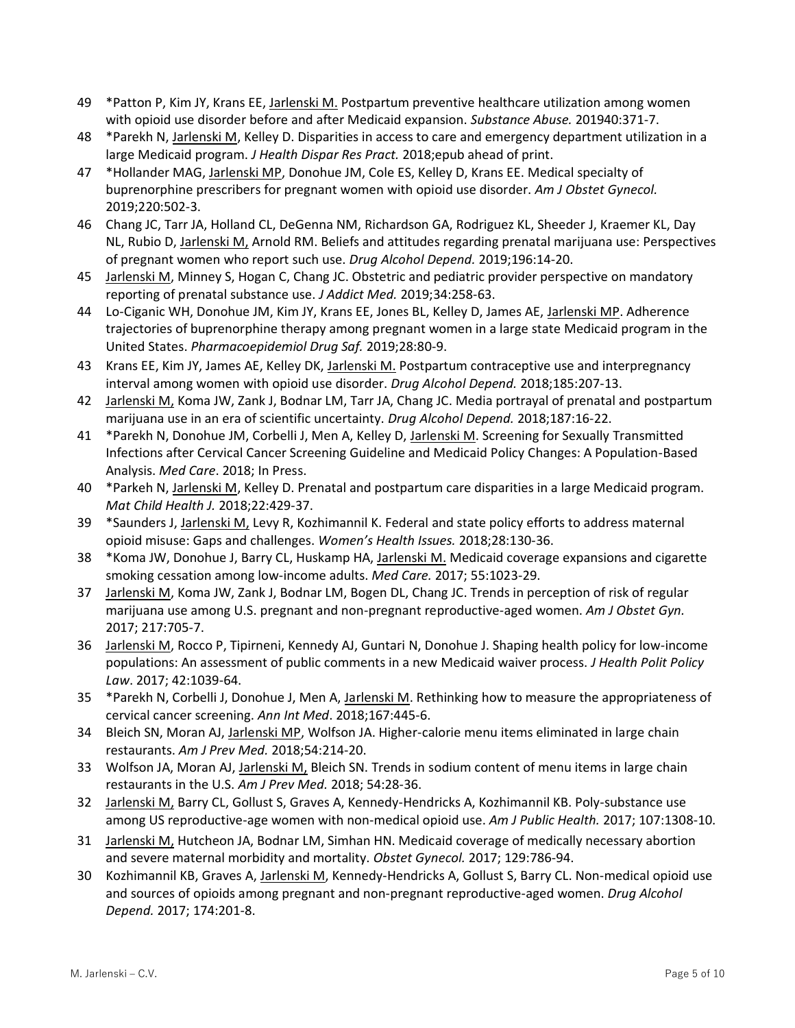49 *Patton P, Kim JY, Krans EE, Jarlenski M. Postpartum preventive healthcare utilization among women with opioid use disorder before and after Medicaid expansion. *Substance Abuse.* 201940:371-7.

48 *Parekh N, Jarlenski M, Kelley D. Disparities in access to care and emergency department utilization in a large Medicaid program. *J Health Dispar Res Pract.* 2018;epub ahead of print.

47 *Hollander MAG, Jarlenski MP, Donohue JM, Cole ES, Kelley D, Krans EE. Medical specialty of buprenorphine prescribers for pregnant women with opioid use disorder. *Am J Obstet Gynecol.* 2019;220:502-3.

46 Chang JC, Tarr JA, Holland CL, DeGenna NM, Richardson GA, Rodriguez KL, Sheeder J, Kraemer KL, Day NL, Rubio D, Jarlenski M, Arnold RM. Beliefs and attitudes regarding prenatal marijuana use: Perspectives of pregnant women who report such use. *Drug Alcohol Depend.* 2019;196:14-20.

45 Jarlenski M, Minney S, Hogan C, Chang JC. Obstetric and pediatric provider perspective on mandatory reporting of prenatal substance use. *J Addict Med.* 2019;34:258-63.

44 Lo-Ciganic WH, Donohue JM, Kim JY, Krans EE, Jones BL, Kelley D, James AE, Jarlenski MP. Adherence trajectories of buprenorphine therapy among pregnant women in a large state Medicaid program in the United States. *Pharmacoepidemiol Drug Saf.* 2019;28:80-9.

43 Krans EE, Kim JY, James AE, Kelley DK, Jarlenski M. Postpartum contraceptive use and interpregnancy interval among women with opioid use disorder. *Drug Alcohol Depend.* 2018;185:207-13.

42 Jarlenski M, Koma JW, Zank J, Bodnar LM, Tarr JA, Chang JC. Media portrayal of prenatal and postpartum marijuana use in an era of scientific uncertainty. *Drug Alcohol Depend.* 2018;187:16-22.

41 *Parekh N, Donohue JM, Corbelli J, Men A, Kelley D, Jarlenski M. Screening for Sexually Transmitted Infections after Cervical Cancer Screening Guideline and Medicaid Policy Changes: A Population-Based Analysis. *Med Care*. 2018; In Press.

40 *Parkeh N, Jarlenski M, Kelley D. Prenatal and postpartum care disparities in a large Medicaid program. *Mat Child Health J.* 2018;22:429-37.

39 *Saunders J, Jarlenski M, Levy R, Kozhimannil K. Federal and state policy efforts to address maternal opioid misuse: Gaps and challenges. *Women's Health Issues.* 2018;28:130-36.

38 *Koma JW, Donohue J, Barry CL, Huskamp HA, Jarlenski M. Medicaid coverage expansions and cigarette smoking cessation among low-income adults. *Med Care.* 2017; 55:1023-29.

37 Jarlenski M, Koma JW, Zank J, Bodnar LM, Bogen DL, Chang JC. Trends in perception of risk of regular marijuana use among U.S. pregnant and non-pregnant reproductive-aged women. *Am J Obstet Gyn.* 2017; 217:705-7.

36 Jarlenski M, Rocco P, Tipirneni, Kennedy AJ, Guntari N, Donohue J. Shaping health policy for low-income populations: An assessment of public comments in a new Medicaid waiver process. *J Health Polit Policy Law*. 2017; 42:1039-64.

35 *Parekh N, Corbelli J, Donohue J, Men A, Jarlenski M. Rethinking how to measure the appropriateness of cervical cancer screening. *Ann Int Med*. 2018;167:445-6.

34 Bleich SN, Moran AJ, Jarlenski MP, Wolfson JA. Higher-calorie menu items eliminated in large chain restaurants. *Am J Prev Med.* 2018;54:214-20.

33 Wolfson JA, Moran AJ, Jarlenski M, Bleich SN. Trends in sodium content of menu items in large chain restaurants in the U.S. *Am J Prev Med.* 2018; 54:28-36.

32 Jarlenski M, Barry CL, Gollust S, Graves A, Kennedy-Hendricks A, Kozhimannil KB. Poly-substance use among US reproductive-age women with non-medical opioid use. *Am J Public Health.* 2017; 107:1308-10.

31 Jarlenski M, Hutcheon JA, Bodnar LM, Simhan HN. Medicaid coverage of medically necessary abortion and severe maternal morbidity and mortality. *Obstet Gynecol.* 2017; 129:786-94.

30 Kozhimannil KB, Graves A, Jarlenski M, Kennedy-Hendricks A, Gollust S, Barry CL. Non-medical opioid use and sources of opioids among pregnant and non-pregnant reproductive-aged women. *Drug Alcohol Depend.* 2017; 174:201-8.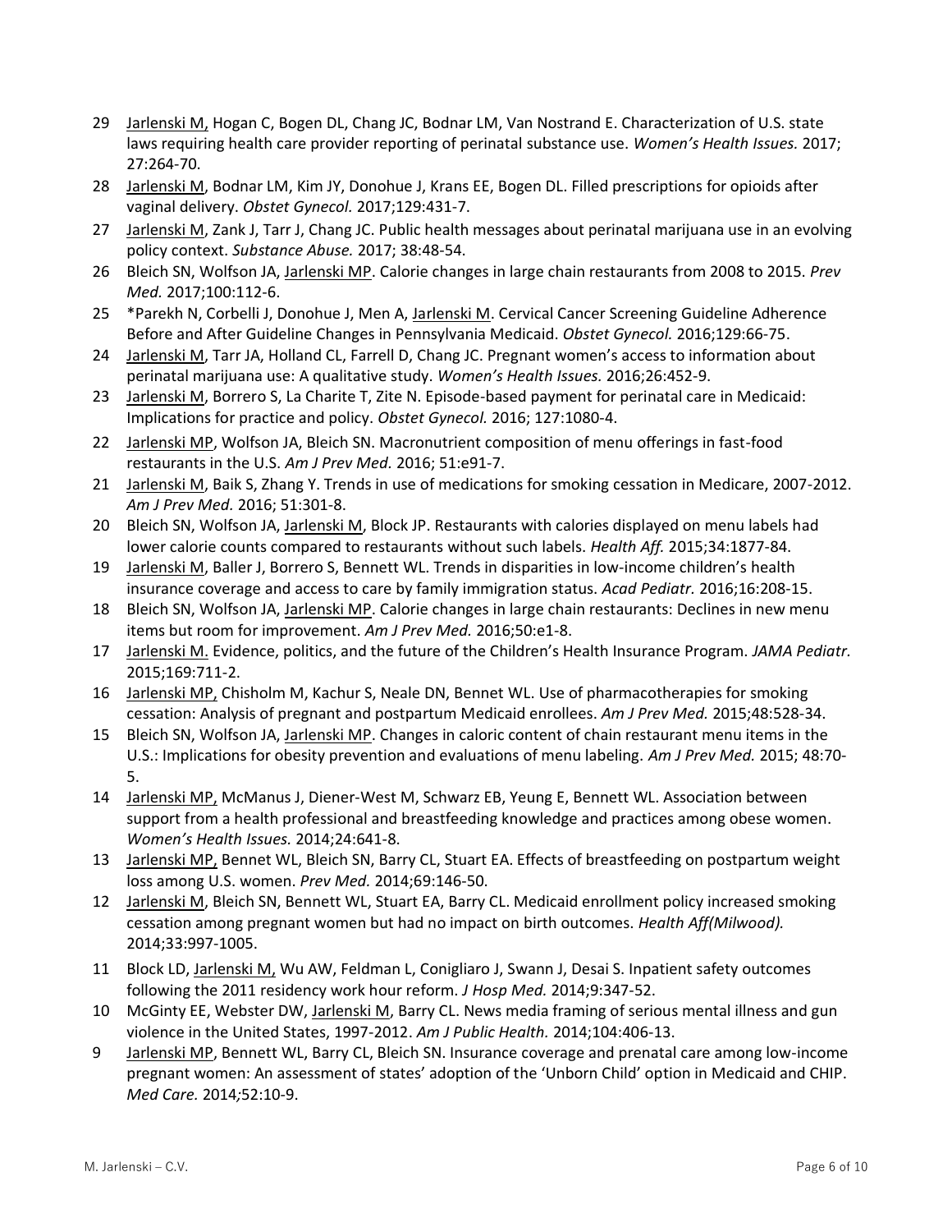29 Jarlenski M, Hogan C, Bogen DL, Chang JC, Bodnar LM, Van Nostrand E. Characterization of U.S. state laws requiring health care provider reporting of perinatal substance use. *Women's Health Issues.* 2017; 27:264-70.

28 Jarlenski M, Bodnar LM, Kim JY, Donohue J, Krans EE, Bogen DL. Filled prescriptions for opioids after vaginal delivery. *Obstet Gynecol.* 2017;129:431-7.

27 Jarlenski M, Zank J, Tarr J, Chang JC. Public health messages about perinatal marijuana use in an evolving policy context. *Substance Abuse.* 2017; 38:48-54.

26 Bleich SN, Wolfson JA, Jarlenski MP. Calorie changes in large chain restaurants from 2008 to 2015. *Prev Med.* 2017;100:112-6.

25 *Parekh N, Corbelli J, Donohue J, Men A, Jarlenski M. Cervical Cancer Screening Guideline Adherence Before and After Guideline Changes in Pennsylvania Medicaid. *Obstet Gynecol.* 2016;129:66-75.

24 Jarlenski M, Tarr JA, Holland CL, Farrell D, Chang JC. Pregnant women's access to information about perinatal marijuana use: A qualitative study. *Women's Health Issues.* 2016;26:452-9.

23 Jarlenski M, Borrero S, La Charite T, Zite N. Episode-based payment for perinatal care in Medicaid: Implications for practice and policy. *Obstet Gynecol.* 2016; 127:1080-4.

22 Jarlenski MP, Wolfson JA, Bleich SN. Macronutrient composition of menu offerings in fast-food restaurants in the U.S. *Am J Prev Med.* 2016; 51:e91-7.

21 Jarlenski M, Baik S, Zhang Y. Trends in use of medications for smoking cessation in Medicare, 2007-2012. *Am J Prev Med.* 2016; 51:301-8.

20 Bleich SN, Wolfson JA, Jarlenski M, Block JP. Restaurants with calories displayed on menu labels had lower calorie counts compared to restaurants without such labels. *Health Aff.* 2015;34:1877-84.

19 Jarlenski M, Baller J, Borrero S, Bennett WL. Trends in disparities in low-income children's health insurance coverage and access to care by family immigration status. *Acad Pediatr.* 2016;16:208-15.

18 Bleich SN, Wolfson JA, Jarlenski MP. Calorie changes in large chain restaurants: Declines in new menu items but room for improvement. *Am J Prev Med.* 2016;50:e1-8.

17 Jarlenski M. Evidence, politics, and the future of the Children's Health Insurance Program. *JAMA Pediatr.* 2015;169:711-2.

16 Jarlenski MP, Chisholm M, Kachur S, Neale DN, Bennet WL. Use of pharmacotherapies for smoking cessation: Analysis of pregnant and postpartum Medicaid enrollees. *Am J Prev Med.* 2015;48:528-34.

15 Bleich SN, Wolfson JA, Jarlenski MP. Changes in caloric content of chain restaurant menu items in the U.S.: Implications for obesity prevention and evaluations of menu labeling. *Am J Prev Med.* 2015; 48:70-5.

14 Jarlenski MP, McManus J, Diener-West M, Schwarz EB, Yeung E, Bennett WL. Association between support from a health professional and breastfeeding knowledge and practices among obese women. *Women's Health Issues.* 2014;24:641-8.

13 Jarlenski MP, Bennet WL, Bleich SN, Barry CL, Stuart EA. Effects of breastfeeding on postpartum weight loss among U.S. women. *Prev Med.* 2014;69:146-50.

12 Jarlenski M, Bleich SN, Bennett WL, Stuart EA, Barry CL. Medicaid enrollment policy increased smoking cessation among pregnant women but had no impact on birth outcomes. *Health Aff(Milwood).* 2014;33:997-1005.

11 Block LD, Jarlenski M, Wu AW, Feldman L, Conigliaro J, Swann J, Desai S. Inpatient safety outcomes following the 2011 residency work hour reform. *J Hosp Med.* 2014;9:347-52.

10 McGinty EE, Webster DW, Jarlenski M, Barry CL. News media framing of serious mental illness and gun violence in the United States, 1997-2012. *Am J Public Health.* 2014;104:406-13.

9 Jarlenski MP, Bennett WL, Barry CL, Bleich SN. Insurance coverage and prenatal care among low-income pregnant women: An assessment of states' adoption of the 'Unborn Child' option in Medicaid and CHIP. *Med Care.* 2014;52:10-9.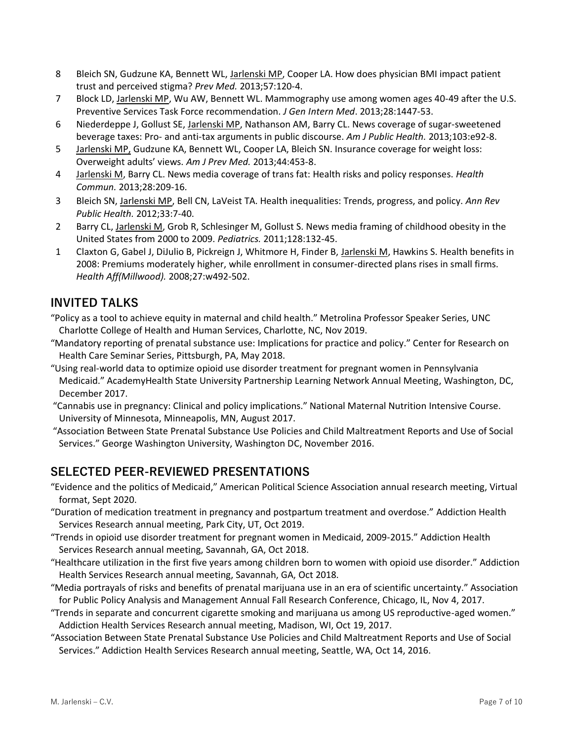8 Bleich SN, Gudzune KA, Bennett WL, Jarlenski MP, Cooper LA. How does physician BMI impact patient trust and perceived stigma? *Prev Med.* 2013;57:120-4.

7 Block LD, Jarlenski MP, Wu AW, Bennett WL. Mammography use among women ages 40-49 after the U.S. Preventive Services Task Force recommendation. *J Gen Intern Med*. 2013;28:1447-53.

6 Niederdeppe J, Gollust SE, Jarlenski MP, Nathanson AM, Barry CL. News coverage of sugar-sweetened beverage taxes: Pro- and anti-tax arguments in public discourse. *Am J Public Health.* 2013;103:e92-8.

5 Jarlenski MP, Gudzune KA, Bennett WL, Cooper LA, Bleich SN. Insurance coverage for weight loss: Overweight adults' views. *Am J Prev Med.* 2013;44:453-8.

4 Jarlenski M, Barry CL. News media coverage of trans fat: Health risks and policy responses. *Health Commun.* 2013;28:209-16.

3 Bleich SN, Jarlenski MP, Bell CN, LaVeist TA. Health inequalities: Trends, progress, and policy. *Ann Rev Public Health.* 2012;33:7-40.

2 Barry CL, Jarlenski M, Grob R, Schlesinger M, Gollust S. News media framing of childhood obesity in the United States from 2000 to 2009. *Pediatrics.* 2011;128:132-45.

1 Claxton G, Gabel J, DiJulio B, Pickreign J, Whitmore H, Finder B, Jarlenski M, Hawkins S. Health benefits in 2008: Premiums moderately higher, while enrollment in consumer-directed plans rises in small firms. *Health Aff(Millwood).* 2008;27:w492-502.

## INVITED TALKS

"Policy as a tool to achieve equity in maternal and child health." Metrolina Professor Speaker Series, UNC Charlotte College of Health and Human Services, Charlotte, NC, Nov 2019.

"Mandatory reporting of prenatal substance use: Implications for practice and policy." Center for Research on Health Care Seminar Series, Pittsburgh, PA, May 2018.

"Using real-world data to optimize opioid use disorder treatment for pregnant women in Pennsylvania Medicaid." AcademyHealth State University Partnership Learning Network Annual Meeting, Washington, DC, December 2017.

"Cannabis use in pregnancy: Clinical and policy implications." National Maternal Nutrition Intensive Course. University of Minnesota, Minneapolis, MN, August 2017.

"Association Between State Prenatal Substance Use Policies and Child Maltreatment Reports and Use of Social Services." George Washington University, Washington DC, November 2016.

## SELECTED PEER-REVIEWED PRESENTATIONS

"Evidence and the politics of Medicaid," American Political Science Association annual research meeting, Virtual format, Sept 2020.

"Duration of medication treatment in pregnancy and postpartum treatment and overdose." Addiction Health Services Research annual meeting, Park City, UT, Oct 2019.

"Trends in opioid use disorder treatment for pregnant women in Medicaid, 2009-2015." Addiction Health Services Research annual meeting, Savannah, GA, Oct 2018.

"Healthcare utilization in the first five years among children born to women with opioid use disorder." Addiction Health Services Research annual meeting, Savannah, GA, Oct 2018.

"Media portrayals of risks and benefits of prenatal marijuana use in an era of scientific uncertainty." Association for Public Policy Analysis and Management Annual Fall Research Conference, Chicago, IL, Nov 4, 2017.

"Trends in separate and concurrent cigarette smoking and marijuana us among US reproductive-aged women." Addiction Health Services Research annual meeting, Madison, WI, Oct 19, 2017.

"Association Between State Prenatal Substance Use Policies and Child Maltreatment Reports and Use of Social Services." Addiction Health Services Research annual meeting, Seattle, WA, Oct 14, 2016.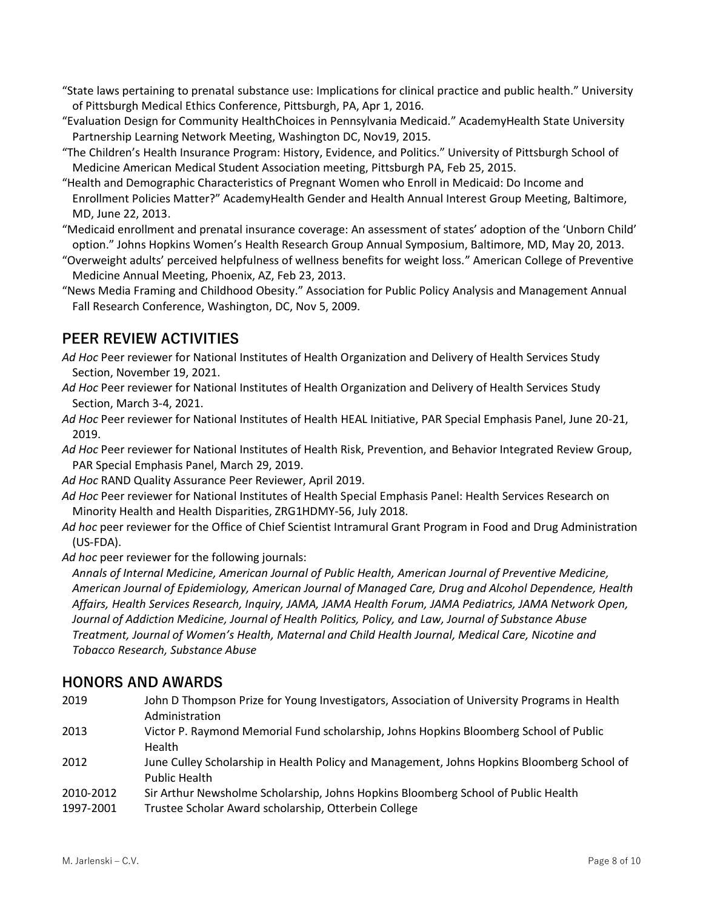"State laws pertaining to prenatal substance use: Implications for clinical practice and public health." University of Pittsburgh Medical Ethics Conference, Pittsburgh, PA, Apr 1, 2016.

"Evaluation Design for Community HealthChoices in Pennsylvania Medicaid." AcademyHealth State University Partnership Learning Network Meeting, Washington DC, Nov19, 2015.

"The Children's Health Insurance Program: History, Evidence, and Politics." University of Pittsburgh School of Medicine American Medical Student Association meeting, Pittsburgh PA, Feb 25, 2015.

"Health and Demographic Characteristics of Pregnant Women who Enroll in Medicaid: Do Income and Enrollment Policies Matter?" AcademyHealth Gender and Health Annual Interest Group Meeting, Baltimore, MD, June 22, 2013.

"Medicaid enrollment and prenatal insurance coverage: An assessment of states' adoption of the 'Unborn Child' option." Johns Hopkins Women's Health Research Group Annual Symposium, Baltimore, MD, May 20, 2013.

"Overweight adults' perceived helpfulness of wellness benefits for weight loss." American College of Preventive Medicine Annual Meeting, Phoenix, AZ, Feb 23, 2013.

"News Media Framing and Childhood Obesity." Association for Public Policy Analysis and Management Annual Fall Research Conference, Washington, DC, Nov 5, 2009.

## PEER REVIEW ACTIVITIES

*Ad Hoc* Peer reviewer for National Institutes of Health Organization and Delivery of Health Services Study Section, November 19, 2021.

*Ad Hoc* Peer reviewer for National Institutes of Health Organization and Delivery of Health Services Study Section, March 3-4, 2021.

*Ad Hoc* Peer reviewer for National Institutes of Health HEAL Initiative, PAR Special Emphasis Panel, June 20-21, 2019.

*Ad Hoc* Peer reviewer for National Institutes of Health Risk, Prevention, and Behavior Integrated Review Group, PAR Special Emphasis Panel, March 29, 2019.

*Ad Hoc* RAND Quality Assurance Peer Reviewer, April 2019.

*Ad Hoc* Peer reviewer for National Institutes of Health Special Emphasis Panel: Health Services Research on Minority Health and Health Disparities, ZRG1HDMY-56, July 2018.

*Ad hoc* peer reviewer for the Office of Chief Scientist Intramural Grant Program in Food and Drug Administration (US-FDA).

*Ad hoc* peer reviewer for the following journals:

*Annals of Internal Medicine, American Journal of Public Health, American Journal of Preventive Medicine, American Journal of Epidemiology, American Journal of Managed Care, Drug and Alcohol Dependence, Health Affairs, Health Services Research, Inquiry, JAMA, JAMA Health Forum, JAMA Pediatrics, JAMA Network Open, Journal of Addiction Medicine, Journal of Health Politics, Policy, and Law, Journal of Substance Abuse Treatment, Journal of Women's Health, Maternal and Child Health Journal, Medical Care, Nicotine and Tobacco Research, Substance Abuse*

## HONORS AND AWARDS

| | |
|---|---|
| 2019 | John D Thompson Prize for Young Investigators, Association of University Programs in Health Administration |
| 2013 | Victor P. Raymond Memorial Fund scholarship, Johns Hopkins Bloomberg School of Public Health |
| 2012 | June Culley Scholarship in Health Policy and Management, Johns Hopkins Bloomberg School of Public Health |
| 2010-2012 | Sir Arthur Newsholme Scholarship, Johns Hopkins Bloomberg School of Public Health |
| 1997-2001 | Trustee Scholar Award scholarship, Otterbein College |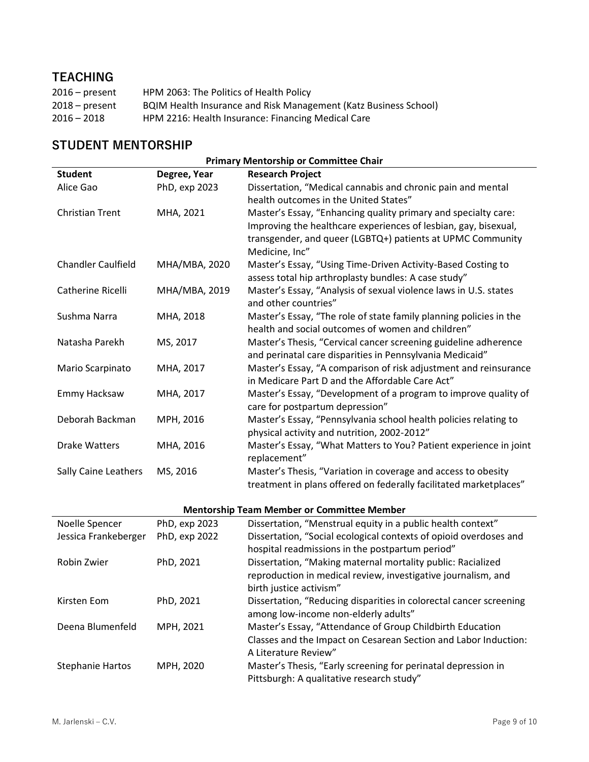## TEACHING

| | |
|---|---|
| 2016 – present | HPM 2063: The Politics of Health Policy |
| 2018 – present | BQIM Health Insurance and Risk Management (Katz Business School) |
| 2016 – 2018 | HPM 2216: Health Insurance: Financing Medical Care |

## STUDENT MENTORSHIP

**Primary Mentorship or Committee Chair**

| Student | Degree, Year | Research Project |
|---|---|---|
| Alice Gao | PhD, exp 2023 | Dissertation, "Medical cannabis and chronic pain and mental health outcomes in the United States" |
| Christian Trent | MHA, 2021 | Master's Essay, "Enhancing quality primary and specialty care: Improving the healthcare experiences of lesbian, gay, bisexual, transgender, and queer (LGBTQ+) patients at UPMC Community Medicine, Inc" |
| Chandler Caulfield | MHA/MBA, 2020 | Master's Essay, "Using Time-Driven Activity-Based Costing to assess total hip arthroplasty bundles: A case study" |
| Catherine Ricelli | MHA/MBA, 2019 | Master's Essay, "Analysis of sexual violence laws in U.S. states and other countries" |
| Sushma Narra | MHA, 2018 | Master's Essay, "The role of state family planning policies in the health and social outcomes of women and children" |
| Natasha Parekh | MS, 2017 | Master's Thesis, "Cervical cancer screening guideline adherence and perinatal care disparities in Pennsylvania Medicaid" |
| Mario Scarpinato | MHA, 2017 | Master's Essay, "A comparison of risk adjustment and reinsurance in Medicare Part D and the Affordable Care Act" |
| Emmy Hacksaw | MHA, 2017 | Master's Essay, "Development of a program to improve quality of care for postpartum depression" |
| Deborah Backman | MPH, 2016 | Master's Essay, "Pennsylvania school health policies relating to physical activity and nutrition, 2002-2012" |
| Drake Watters | MHA, 2016 | Master's Essay, "What Matters to You? Patient experience in joint replacement" |
| Sally Caine Leathers | MS, 2016 | Master's Thesis, "Variation in coverage and access to obesity treatment in plans offered on federally facilitated marketplaces" |

**Mentorship Team Member or Committee Member**

| Student | Degree, Year | Research Project |
|---|---|---|
| Noelle Spencer | PhD, exp 2023 | Dissertation, "Menstrual equity in a public health context" |
| Jessica Frankeberger | PhD, exp 2022 | Dissertation, "Social ecological contexts of opioid overdoses and hospital readmissions in the postpartum period" |
| Robin Zwier | PhD, 2021 | Dissertation, "Making maternal mortality public: Racialized reproduction in medical review, investigative journalism, and birth justice activism" |
| Kirsten Eom | PhD, 2021 | Dissertation, "Reducing disparities in colorectal cancer screening among low-income non-elderly adults" |
| Deena Blumenfeld | MPH, 2021 | Master's Essay, "Attendance of Group Childbirth Education Classes and the Impact on Cesarean Section and Labor Induction: A Literature Review" |
| Stephanie Hartos | MPH, 2020 | Master's Thesis, "Early screening for perinatal depression in Pittsburgh: A qualitative research study" |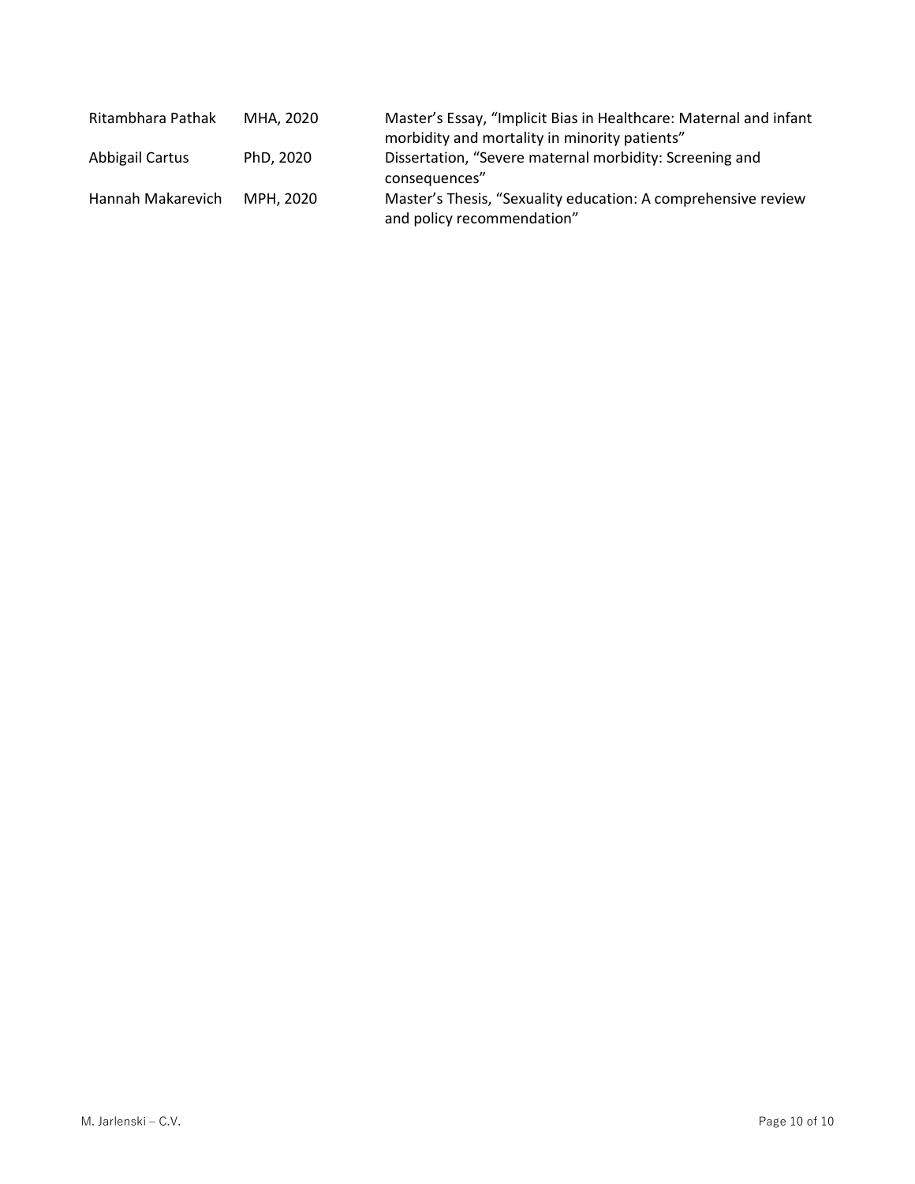| | | |
|---|---|---|
| Ritambhara Pathak | MHA, 2020 | Master's Essay, "Implicit Bias in Healthcare: Maternal and infant morbidity and mortality in minority patients" |
| Abbigail Cartus | PhD, 2020 | Dissertation, "Severe maternal morbidity: Screening and consequences" |
| Hannah Makarevich | MPH, 2020 | Master's Thesis, "Sexuality education: A comprehensive review and policy recommendation" |